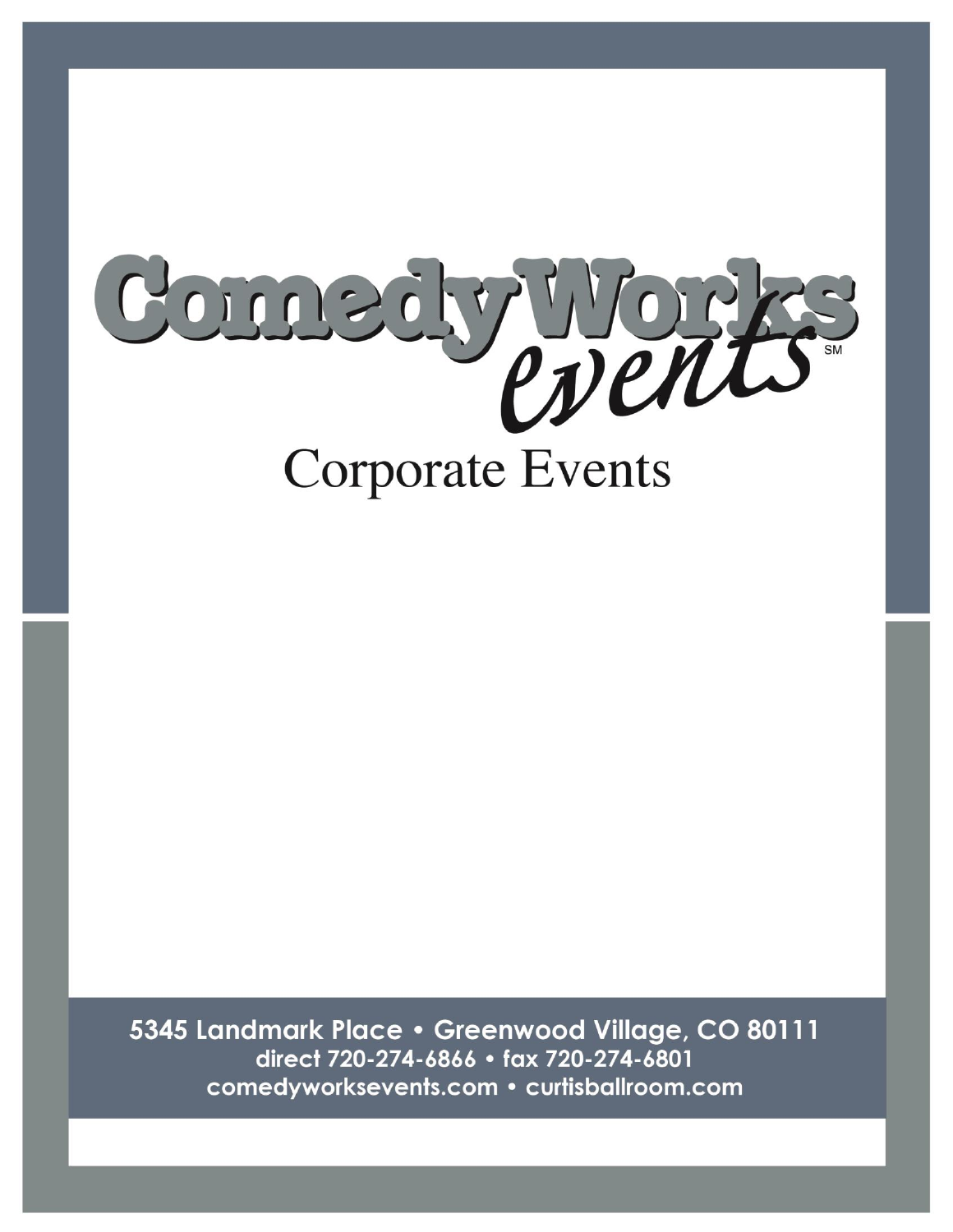# ComedyWorks events℠

## Corporate Events

**5345 Landmark Place • Greenwood Village, CO 80111**

**direct 720-274-6866 • fax 720-274-6801**

**comedyworksevents.com • curtisballroom.com**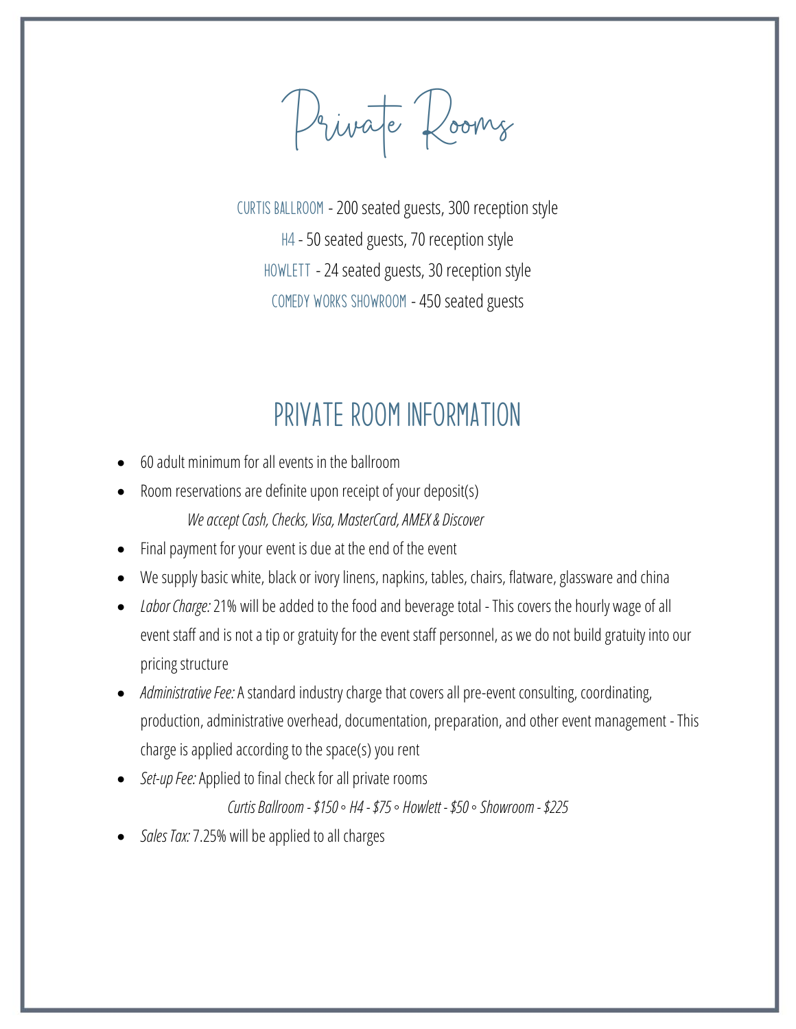# Private Rooms

CURTIS BALLROOM - 200 seated guests, 300 reception style

H4 - 50 seated guests, 70 reception style

HOWLETT - 24 seated guests, 30 reception style

COMEDY WORKS SHOWROOM - 450 seated guests

## PRIVATE ROOM INFORMATION

- 60 adult minimum for all events in the ballroom
- Room reservations are definite upon receipt of your deposit(s)

  *We accept Cash, Checks, Visa, MasterCard, AMEX & Discover*
- Final payment for your event is due at the end of the event
- We supply basic white, black or ivory linens, napkins, tables, chairs, flatware, glassware and china
- *Labor Charge:* 21% will be added to the food and beverage total - This covers the hourly wage of all event staff and is not a tip or gratuity for the event staff personnel, as we do not build gratuity into our pricing structure
- *Administrative Fee:* A standard industry charge that covers all pre-event consulting, coordinating, production, administrative overhead, documentation, preparation, and other event management - This charge is applied according to the space(s) you rent
- *Set-up Fee:* Applied to final check for all private rooms

  *Curtis Ballroom - $150 ◦ H4 - $75 ◦ Howlett - $50 ◦ Showroom - $225*
- *Sales Tax:* 7.25% will be applied to all charges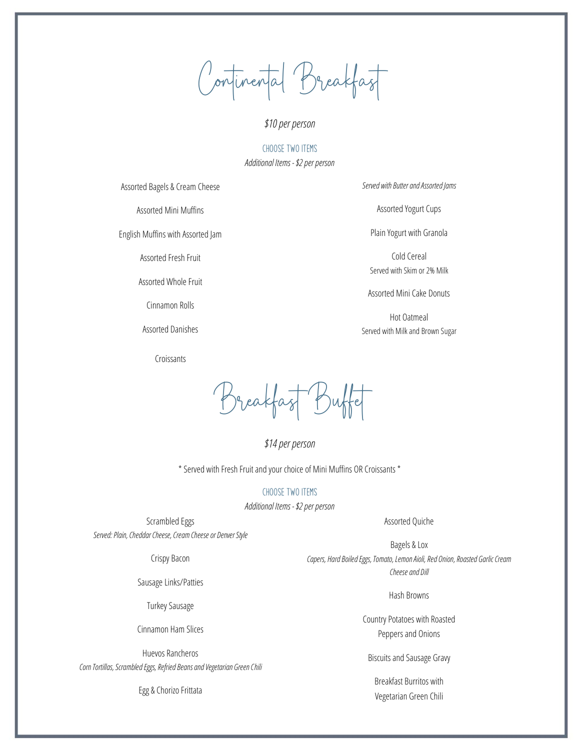# Continental Breakfast

*$10 per person*

CHOOSE TWO ITEMS

*Additional Items - $2 per person*

Assorted Bagels & Cream Cheese

Assorted Mini Muffins

English Muffins with Assorted Jam

Assorted Fresh Fruit

Assorted Whole Fruit

Cinnamon Rolls

Assorted Danishes

Croissants

*Served with Butter and Assorted Jams*

Assorted Yogurt Cups

Plain Yogurt with Granola

Cold Cereal
Served with Skim or 2% Milk

Assorted Mini Cake Donuts

Hot Oatmeal
Served with Milk and Brown Sugar

# Breakfast Buffet

*$14 per person*

* Served with Fresh Fruit and your choice of Mini Muffins OR Croissants *

CHOOSE TWO ITEMS

*Additional Items - $2 per person*

Scrambled Eggs
*Served: Plain, Cheddar Cheese, Cream Cheese or Denver Style*

Crispy Bacon

Sausage Links/Patties

Turkey Sausage

Cinnamon Ham Slices

Huevos Rancheros
*Corn Tortillas, Scrambled Eggs, Refried Beans and Vegetarian Green Chili*

Egg & Chorizo Frittata

Assorted Quiche

Bagels & Lox
*Capers, Hard Boiled Eggs, Tomato, Lemon Aioli, Red Onion, Roasted Garlic Cream Cheese and Dill*

Hash Browns

Country Potatoes with Roasted Peppers and Onions

Biscuits and Sausage Gravy

Breakfast Burritos with Vegetarian Green Chili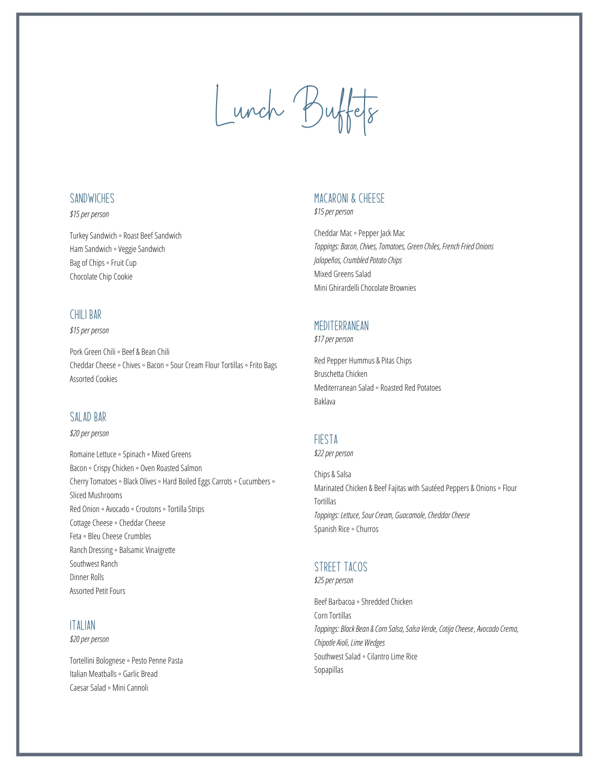# Lunch Buffets

## SANDWICHES

*$15 per person*

Turkey Sandwich ◦ Roast Beef Sandwich
Ham Sandwich ◦ Veggie Sandwich
Bag of Chips ◦ Fruit Cup
Chocolate Chip Cookie

## CHILI BAR

*$15 per person*

Pork Green Chili ◦ Beef & Bean Chili
Cheddar Cheese ◦ Chives ◦ Bacon ◦ Sour Cream Flour Tortillas ◦ Frito Bags
Assorted Cookies

## SALAD BAR

*$20 per person*

Romaine Lettuce ◦ Spinach ◦ Mixed Greens
Bacon ◦ Crispy Chicken ◦ Oven Roasted Salmon
Cherry Tomatoes ◦ Black Olives ◦ Hard Boiled Eggs Carrots ◦ Cucumbers ◦ Sliced Mushrooms
Red Onion ◦ Avocado ◦ Croutons ◦ Tortilla Strips
Cottage Cheese ◦ Cheddar Cheese
Feta ◦ Bleu Cheese Crumbles
Ranch Dressing ◦ Balsamic Vinaigrette
Southwest Ranch
Dinner Rolls
Assorted Petit Fours

## ITALIAN

*$20 per person*

Tortellini Bolognese ◦ Pesto Penne Pasta
Italian Meatballs ◦ Garlic Bread
Caesar Salad ◦ Mini Cannoli

## MACARONI & CHEESE

*$15 per person*

Cheddar Mac ◦ Pepper Jack Mac
*Toppings: Bacon, Chives, Tomatoes, Green Chiles, French Fried Onions Jalapeños, Crumbled Potato Chips*
Mixed Greens Salad
Mini Ghirardelli Chocolate Brownies

## MEDITERRANEAN

*$17 per person*

Red Pepper Hummus & Pitas Chips
Bruschetta Chicken
Mediterranean Salad ◦ Roasted Red Potatoes
Baklava

## FIESTA

*$22 per person*

Chips & Salsa
Marinated Chicken & Beef Fajitas with Sautéed Peppers & Onions ◦ Flour Tortillas
*Toppings: Lettuce, Sour Cream, Guacamole, Cheddar Cheese*
Spanish Rice ◦ Churros

## STREET TACOS

*$25 per person*

Beef Barbacoa ◦ Shredded Chicken
Corn Tortillas
*Toppings: Black Bean & Corn Salsa, Salsa Verde, Cotija Cheese, Avocado Crema, Chipotle Aioli, Lime Wedges*
Southwest Salad ◦ Cilantro Lime Rice
Sopapillas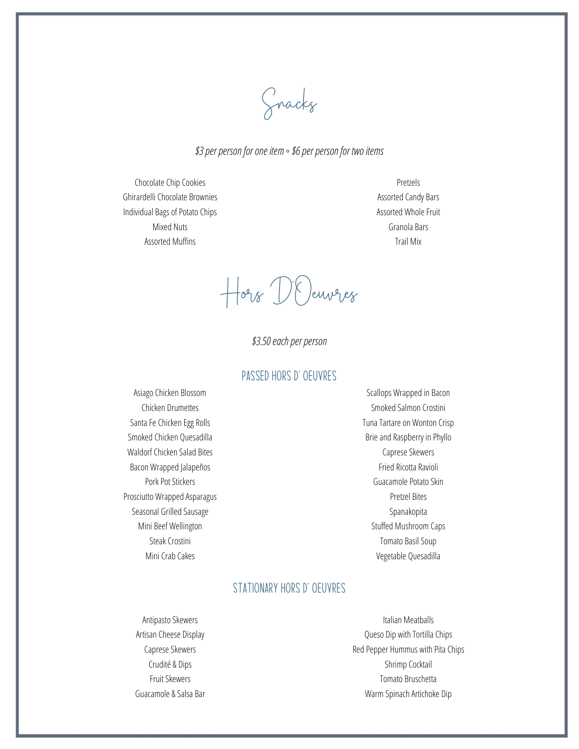# Snacks

*$3 per person for one item ◦ $6 per person for two items*

- Chocolate Chip Cookies
- Ghirardelli Chocolate Brownies
- Individual Bags of Potato Chips
- Mixed Nuts
- Assorted Muffins
- Pretzels
- Assorted Candy Bars
- Assorted Whole Fruit
- Granola Bars
- Trail Mix

# Hors D'Oeuvres

*$3.50 each per person*

## PASSED HORS D' OEUVRES

- Asiago Chicken Blossom
- Chicken Drumettes
- Santa Fe Chicken Egg Rolls
- Smoked Chicken Quesadilla
- Waldorf Chicken Salad Bites
- Bacon Wrapped Jalapeños
- Pork Pot Stickers
- Prosciutto Wrapped Asparagus
- Seasonal Grilled Sausage
- Mini Beef Wellington
- Steak Crostini
- Mini Crab Cakes
- Scallops Wrapped in Bacon
- Smoked Salmon Crostini
- Tuna Tartare on Wonton Crisp
- Brie and Raspberry in Phyllo
- Caprese Skewers
- Fried Ricotta Ravioli
- Guacamole Potato Skin
- Pretzel Bites
- Spanakopita
- Stuffed Mushroom Caps
- Tomato Basil Soup
- Vegetable Quesadilla

## STATIONARY HORS D' OEUVRES

- Antipasto Skewers
- Artisan Cheese Display
- Caprese Skewers
- Crudité & Dips
- Fruit Skewers
- Guacamole & Salsa Bar
- Italian Meatballs
- Queso Dip with Tortilla Chips
- Red Pepper Hummus with Pita Chips
- Shrimp Cocktail
- Tomato Bruschetta
- Warm Spinach Artichoke Dip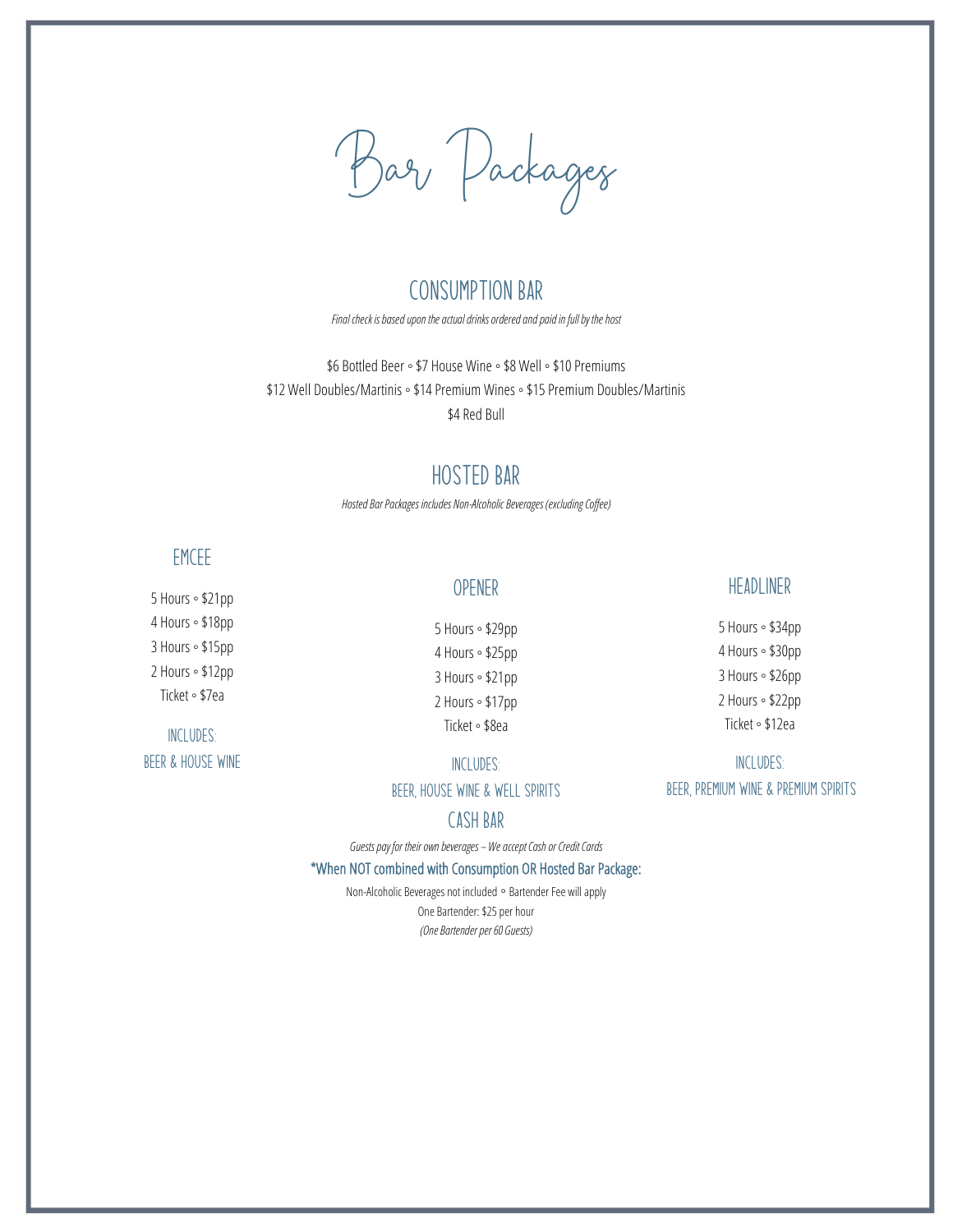# Bar Packages

## CONSUMPTION BAR

*Final check is based upon the actual drinks ordered and paid in full by the host*

$6 Bottled Beer ◦ $7 House Wine ◦ $8 Well ◦ $10 Premiums
$12 Well Doubles/Martinis ◦ $14 Premium Wines ◦ $15 Premium Doubles/Martinis
$4 Red Bull

## HOSTED BAR

*Hosted Bar Packages includes Non-Alcoholic Beverages (excluding Coffee)*

### EMCEE

5 Hours ◦ $21pp
4 Hours ◦ $18pp
3 Hours ◦ $15pp
2 Hours ◦ $12pp
Ticket ◦ $7ea

INCLUDES:
BEER & HOUSE WINE

### OPENER

5 Hours ◦ $29pp
4 Hours ◦ $25pp
3 Hours ◦ $21pp
2 Hours ◦ $17pp
Ticket ◦ $8ea

INCLUDES:
BEER, HOUSE WINE & WELL SPIRITS

### HEADLINER

5 Hours ◦ $34pp
4 Hours ◦ $30pp
3 Hours ◦ $26pp
2 Hours ◦ $22pp
Ticket ◦ $12ea

INCLUDES:
BEER, PREMIUM WINE & PREMIUM SPIRITS

## CASH BAR

*Guests pay for their own beverages – We accept Cash or Credit Cards*

**\*When NOT combined with Consumption OR Hosted Bar Package:**

Non-Alcoholic Beverages not included ◦ Bartender Fee will apply
One Bartender: $25 per hour
*(One Bartender per 60 Guests)*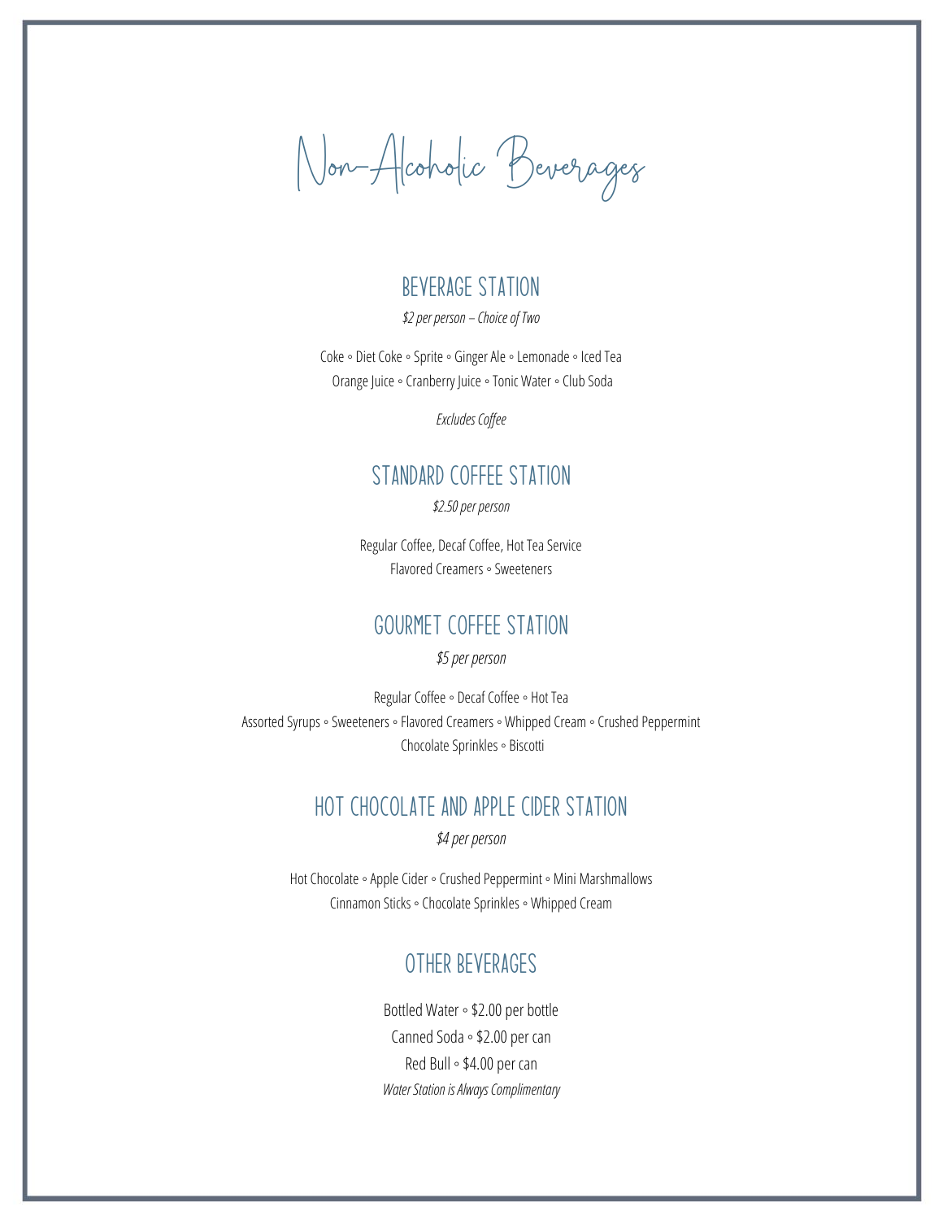# Non-Alcoholic Beverages

## BEVERAGE STATION

*$2 per person – Choice of Two*

Coke ◦ Diet Coke ◦ Sprite ◦ Ginger Ale ◦ Lemonade ◦ Iced Tea
Orange Juice ◦ Cranberry Juice ◦ Tonic Water ◦ Club Soda

*Excludes Coffee*

## STANDARD COFFEE STATION

*$2.50 per person*

Regular Coffee, Decaf Coffee, Hot Tea Service
Flavored Creamers ◦ Sweeteners

## GOURMET COFFEE STATION

*$5 per person*

Regular Coffee ◦ Decaf Coffee ◦ Hot Tea
Assorted Syrups ◦ Sweeteners ◦ Flavored Creamers ◦ Whipped Cream ◦ Crushed Peppermint
Chocolate Sprinkles ◦ Biscotti

## HOT CHOCOLATE AND APPLE CIDER STATION

*$4 per person*

Hot Chocolate ◦ Apple Cider ◦ Crushed Peppermint ◦ Mini Marshmallows
Cinnamon Sticks ◦ Chocolate Sprinkles ◦ Whipped Cream

## OTHER BEVERAGES

Bottled Water ◦ $2.00 per bottle
Canned Soda ◦ $2.00 per can
Red Bull ◦ $4.00 per can
*Water Station is Always Complimentary*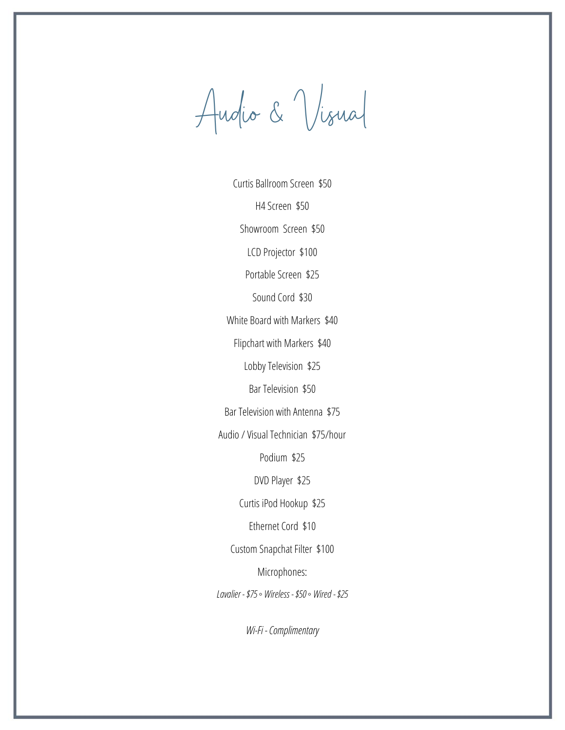# Audio & Visual

Curtis Ballroom Screen  $50

H4 Screen  $50

Showroom  Screen  $50

LCD Projector  $100

Portable Screen  $25

Sound Cord  $30

White Board with Markers  $40

Flipchart with Markers  $40

Lobby Television  $25

Bar Television  $50

Bar Television with Antenna  $75

Audio / Visual Technician  $75/hour

Podium  $25

DVD Player  $25

Curtis iPod Hookup  $25

Ethernet Cord  $10

Custom Snapchat Filter  $100

Microphones:

*Lavalier - $75 ◦ Wireless - $50 ◦ Wired - $25*

*Wi-Fi - Complimentary*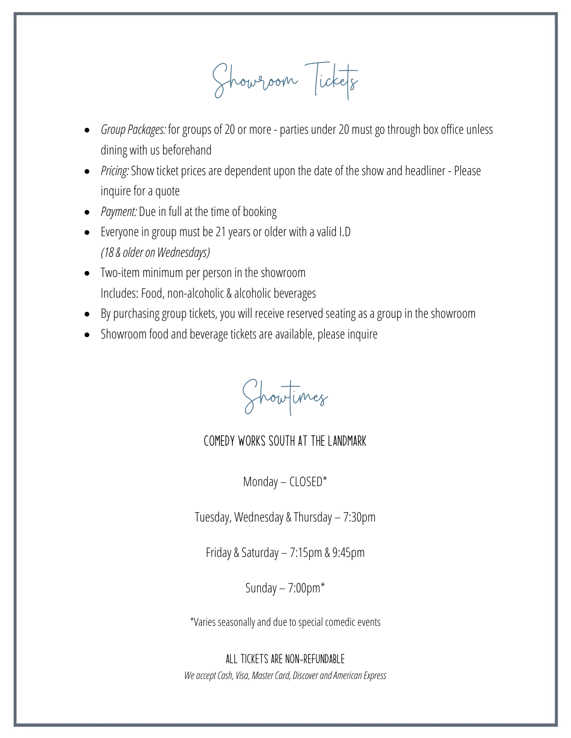# Showroom Tickets

- *Group Packages:* for groups of 20 or more - parties under 20 must go through box office unless dining with us beforehand
- *Pricing:* Show ticket prices are dependent upon the date of the show and headliner - Please inquire for a quote
- *Payment:* Due in full at the time of booking
- Everyone in group must be 21 years or older with a valid I.D
  *(18 & older on Wednesdays)*
- Two-item minimum per person in the showroom
  Includes: Food, non-alcoholic & alcoholic beverages
- By purchasing group tickets, you will receive reserved seating as a group in the showroom
- Showroom food and beverage tickets are available, please inquire

# Showtimes

## COMEDY WORKS SOUTH AT THE LANDMARK

Monday – CLOSED*

Tuesday, Wednesday & Thursday – 7:30pm

Friday & Saturday – 7:15pm & 9:45pm

Sunday – 7:00pm*

*Varies seasonally and due to special comedic events

ALL TICKETS ARE NON-REFUNDABLE

*We accept Cash, Visa, Master Card, Discover and American Express*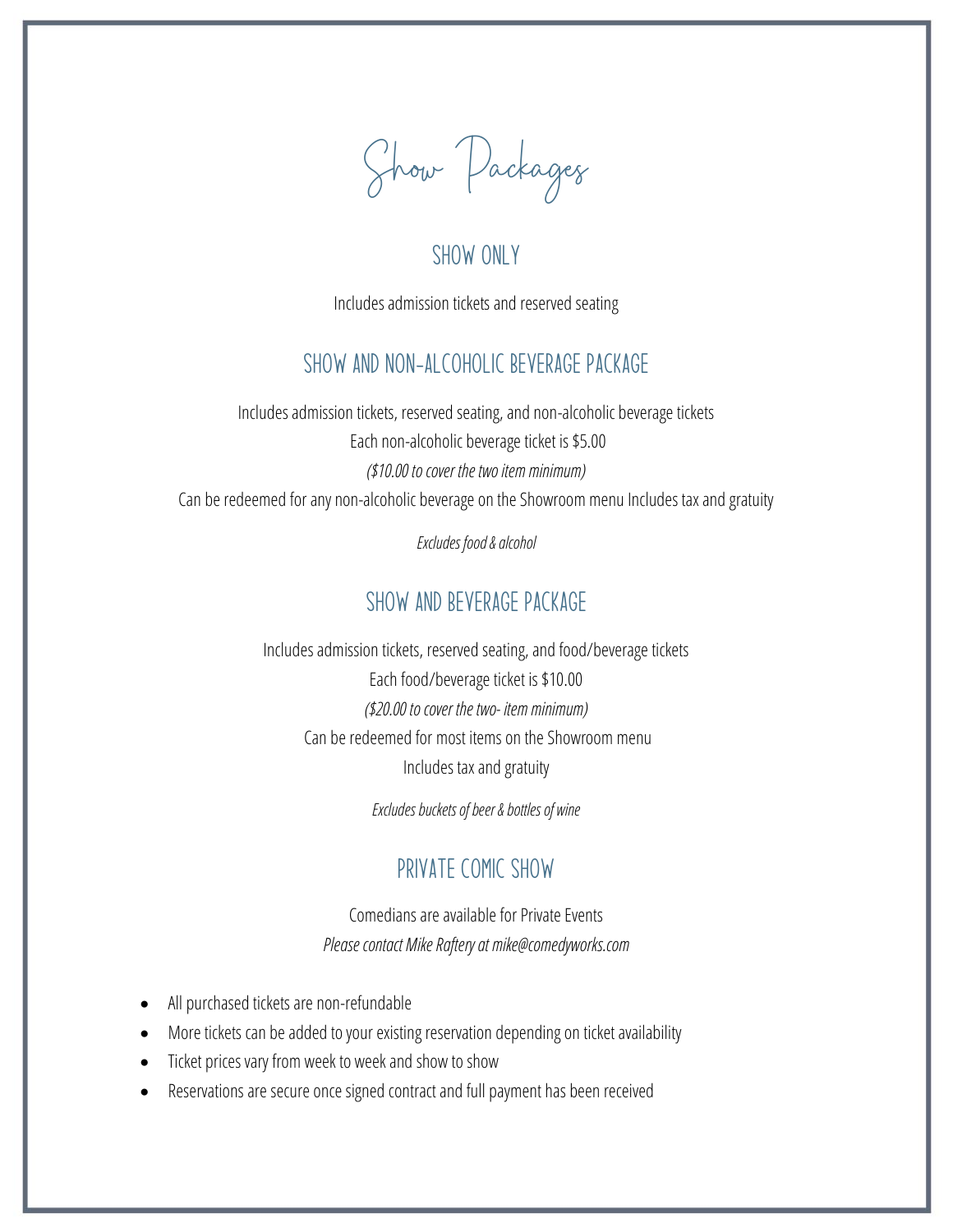# Show Packages

## SHOW ONLY

Includes admission tickets and reserved seating

## SHOW AND NON-ALCOHOLIC BEVERAGE PACKAGE

Includes admission tickets, reserved seating, and non-alcoholic beverage tickets

Each non-alcoholic beverage ticket is $5.00

*($10.00 to cover the two item minimum)*

Can be redeemed for any non-alcoholic beverage on the Showroom menu Includes tax and gratuity

*Excludes food & alcohol*

## SHOW AND BEVERAGE PACKAGE

Includes admission tickets, reserved seating, and food/beverage tickets

Each food/beverage ticket is $10.00

*($20.00 to cover the two- item minimum)*

Can be redeemed for most items on the Showroom menu

Includes tax and gratuity

*Excludes buckets of beer & bottles of wine*

## PRIVATE COMIC SHOW

Comedians are available for Private Events

*Please contact Mike Raftery at mike@comedyworks.com*

- All purchased tickets are non-refundable
- More tickets can be added to your existing reservation depending on ticket availability
- Ticket prices vary from week to week and show to show
- Reservations are secure once signed contract and full payment has been received